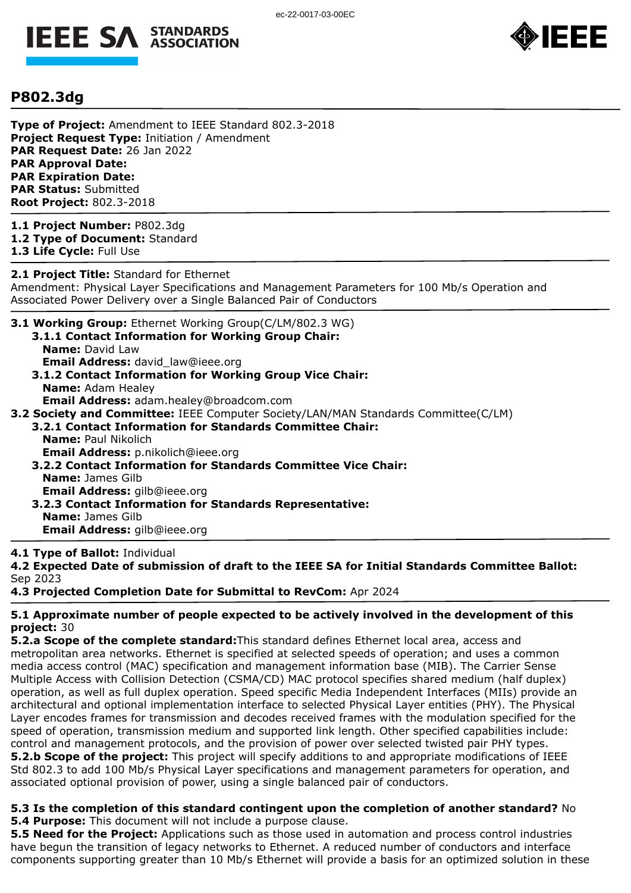# P802.3dg

**Type of Project:** Amendment to IEEE Standard 802.3-2018
**Project Request Type:** Initiation / Amendment
**PAR Request Date:** 26 Jan 2022
**PAR Approval Date:**
**PAR Expiration Date:**
**PAR Status:** Submitted
**Root Project:** 802.3-2018

---

**1.1 Project Number:** P802.3dg
**1.2 Type of Document:** Standard
**1.3 Life Cycle:** Full Use

---

**2.1 Project Title:** Standard for Ethernet
Amendment: Physical Layer Specifications and Management Parameters for 100 Mb/s Operation and Associated Power Delivery over a Single Balanced Pair of Conductors

---

**3.1 Working Group:** Ethernet Working Group(C/LM/802.3 WG)

- **3.1.1 Contact Information for Working Group Chair:**
  - **Name:** David Law
  - **Email Address:** david_law@ieee.org
- **3.1.2 Contact Information for Working Group Vice Chair:**
  - **Name:** Adam Healey
  - **Email Address:** adam.healey@broadcom.com

**3.2 Society and Committee:** IEEE Computer Society/LAN/MAN Standards Committee(C/LM)

- **3.2.1 Contact Information for Standards Committee Chair:**
  - **Name:** Paul Nikolich
  - **Email Address:** p.nikolich@ieee.org
- **3.2.2 Contact Information for Standards Committee Vice Chair:**
  - **Name:** James Gilb
  - **Email Address:** gilb@ieee.org
- **3.2.3 Contact Information for Standards Representative:**
  - **Name:** James Gilb
  - **Email Address:** gilb@ieee.org

---

**4.1 Type of Ballot:** Individual
**4.2 Expected Date of submission of draft to the IEEE SA for Initial Standards Committee Ballot:** Sep 2023
**4.3 Projected Completion Date for Submittal to RevCom:** Apr 2024

---

**5.1 Approximate number of people expected to be actively involved in the development of this project:** 30
**5.2.a Scope of the complete standard:** This standard defines Ethernet local area, access and metropolitan area networks. Ethernet is specified at selected speeds of operation; and uses a common media access control (MAC) specification and management information base (MIB). The Carrier Sense Multiple Access with Collision Detection (CSMA/CD) MAC protocol specifies shared medium (half duplex) operation, as well as full duplex operation. Speed specific Media Independent Interfaces (MIIs) provide an architectural and optional implementation interface to selected Physical Layer entities (PHY). The Physical Layer encodes frames for transmission and decodes received frames with the modulation specified for the speed of operation, transmission medium and supported link length. Other specified capabilities include: control and management protocols, and the provision of power over selected twisted pair PHY types.
**5.2.b Scope of the project:** This project will specify additions to and appropriate modifications of IEEE Std 802.3 to add 100 Mb/s Physical Layer specifications and management parameters for operation, and associated optional provision of power, using a single balanced pair of conductors.

**5.3 Is the completion of this standard contingent upon the completion of another standard?** No
**5.4 Purpose:** This document will not include a purpose clause.
**5.5 Need for the Project:** Applications such as those used in automation and process control industries have begun the transition of legacy networks to Ethernet. A reduced number of conductors and interface components supporting greater than 10 Mb/s Ethernet will provide a basis for an optimized solution in these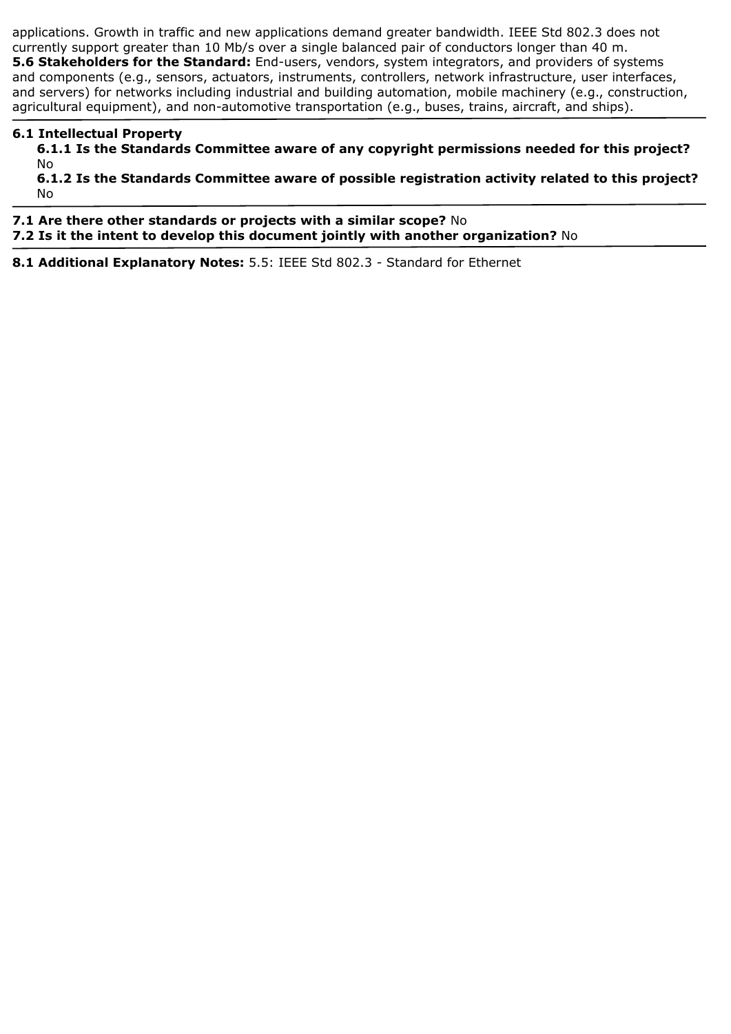applications. Growth in traffic and new applications demand greater bandwidth. IEEE Std 802.3 does not currently support greater than 10 Mb/s over a single balanced pair of conductors longer than 40 m.

**5.6 Stakeholders for the Standard:** End-users, vendors, system integrators, and providers of systems and components (e.g., sensors, actuators, instruments, controllers, network infrastructure, user interfaces, and servers) for networks including industrial and building automation, mobile machinery (e.g., construction, agricultural equipment), and non-automotive transportation (e.g., buses, trains, aircraft, and ships).

---

**6.1 Intellectual Property**

**6.1.1 Is the Standards Committee aware of any copyright permissions needed for this project?** No

**6.1.2 Is the Standards Committee aware of possible registration activity related to this project?** No

---

**7.1 Are there other standards or projects with a similar scope?** No

**7.2 Is it the intent to develop this document jointly with another organization?** No

---

**8.1 Additional Explanatory Notes:** 5.5: IEEE Std 802.3 - Standard for Ethernet